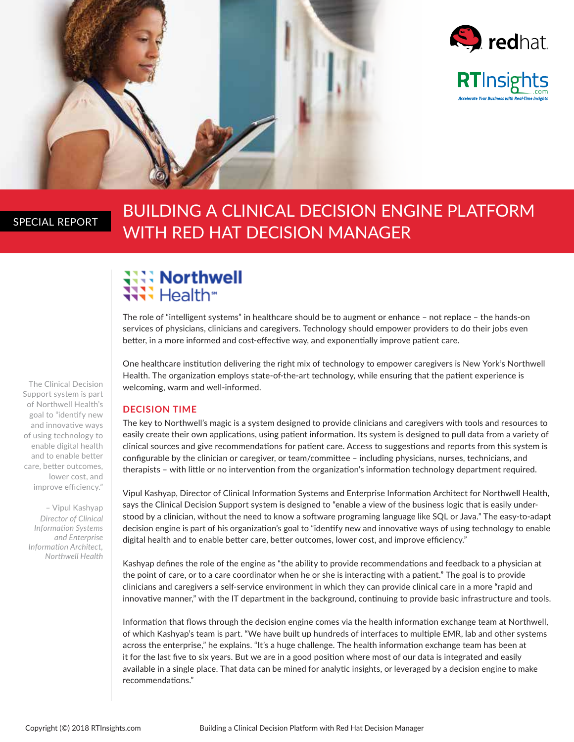SPECIAL REPORT

# BUILDING A CLINICAL DECISION ENGINE PLATFORM WITH RED HAT DECISION MANAGER

Northwell Health

The role of "intelligent systems" in healthcare should be to augment or enhance – not replace – the hands-on services of physicians, clinicians and caregivers. Technology should empower providers to do their jobs even better, in a more informed and cost-effective way, and exponentially improve patient care.

One healthcare institution delivering the right mix of technology to empower caregivers is New York's Northwell Health. The organization employs state-of-the-art technology, while ensuring that the patient experience is welcoming, warm and well-informed.

> The Clinical Decision Support system is part of Northwell Health's goal to "identify new and innovative ways of using technology to enable digital health and to enable better care, better outcomes, lower cost, and improve efficiency."
>
> – Vipul Kashyap
> *Director of Clinical Information Systems and Enterprise Information Architect, Northwell Health*

## DECISION TIME

The key to Northwell's magic is a system designed to provide clinicians and caregivers with tools and resources to easily create their own applications, using patient information. Its system is designed to pull data from a variety of clinical sources and give recommendations for patient care. Access to suggestions and reports from this system is configurable by the clinician or caregiver, or team/committee – including physicians, nurses, technicians, and therapists – with little or no intervention from the organization's information technology department required.

Vipul Kashyap, Director of Clinical Information Systems and Enterprise Information Architect for Northwell Health, says the Clinical Decision Support system is designed to "enable a view of the business logic that is easily understood by a clinician, without the need to know a software programing language like SQL or Java." The easy-to-adapt decision engine is part of his organization's goal to "identify new and innovative ways of using technology to enable digital health and to enable better care, better outcomes, lower cost, and improve efficiency."

Kashyap defines the role of the engine as "the ability to provide recommendations and feedback to a physician at the point of care, or to a care coordinator when he or she is interacting with a patient." The goal is to provide clinicians and caregivers a self-service environment in which they can provide clinical care in a more "rapid and innovative manner," with the IT department in the background, continuing to provide basic infrastructure and tools.

Information that flows through the decision engine comes via the health information exchange team at Northwell, of which Kashyap's team is part. "We have built up hundreds of interfaces to multiple EMR, lab and other systems across the enterprise," he explains. "It's a huge challenge. The health information exchange team has been at it for the last five to six years. But we are in a good position where most of our data is integrated and easily available in a single place. That data can be mined for analytic insights, or leveraged by a decision engine to make recommendations."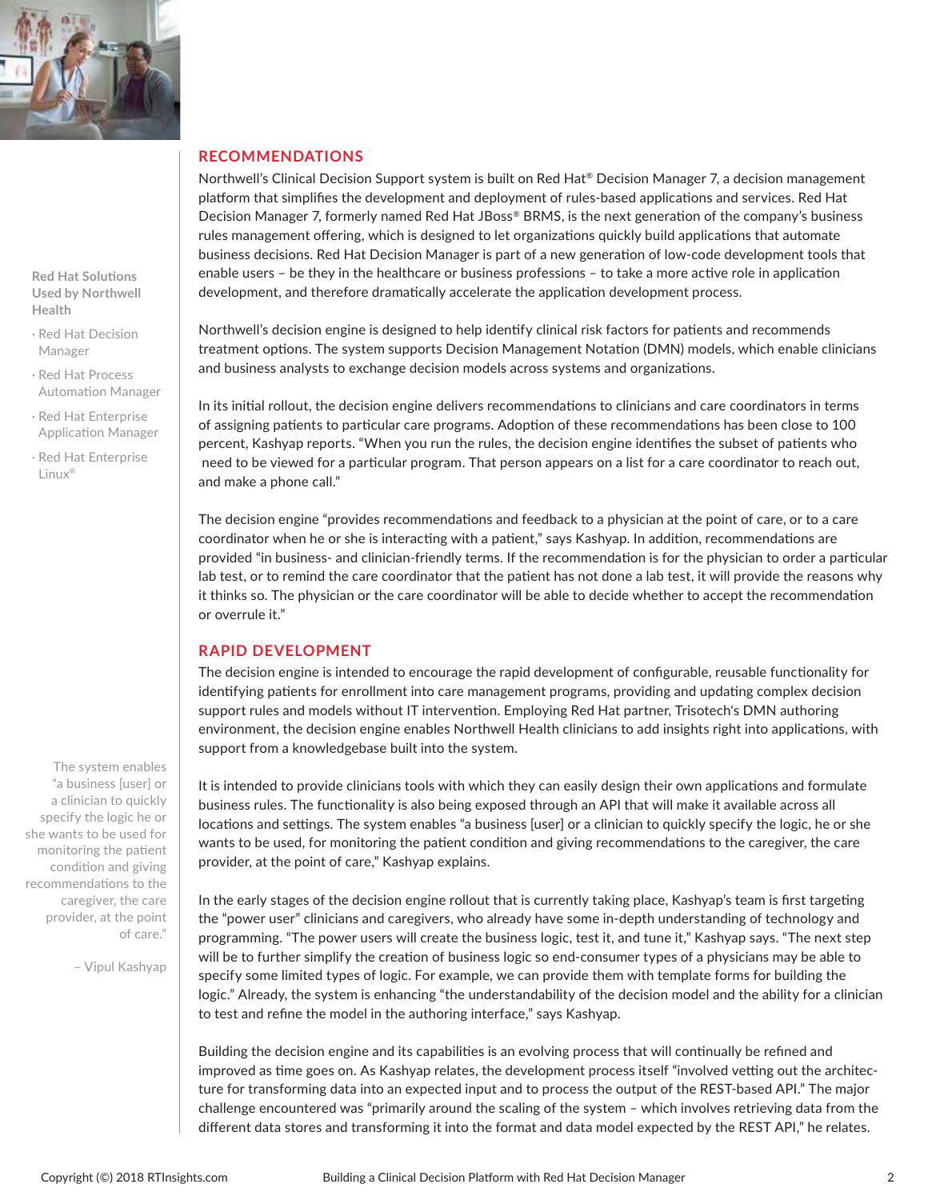## RECOMMENDATIONS

Northwell's Clinical Decision Support system is built on Red Hat® Decision Manager 7, a decision management platform that simplifies the development and deployment of rules-based applications and services. Red Hat Decision Manager 7, formerly named Red Hat JBoss® BRMS, is the next generation of the company's business rules management offering, which is designed to let organizations quickly build applications that automate business decisions. Red Hat Decision Manager is part of a new generation of low-code development tools that enable users – be they in the healthcare or business professions – to take a more active role in application development, and therefore dramatically accelerate the application development process.

Northwell's decision engine is designed to help identify clinical risk factors for patients and recommends treatment options. The system supports Decision Management Notation (DMN) models, which enable clinicians and business analysts to exchange decision models across systems and organizations.

In its initial rollout, the decision engine delivers recommendations to clinicians and care coordinators in terms of assigning patients to particular care programs. Adoption of these recommendations has been close to 100 percent, Kashyap reports. "When you run the rules, the decision engine identifies the subset of patients who need to be viewed for a particular program. That person appears on a list for a care coordinator to reach out, and make a phone call."

The decision engine "provides recommendations and feedback to a physician at the point of care, or to a care coordinator when he or she is interacting with a patient," says Kashyap. In addition, recommendations are provided "in business- and clinician-friendly terms. If the recommendation is for the physician to order a particular lab test, or to remind the care coordinator that the patient has not done a lab test, it will provide the reasons why it thinks so. The physician or the care coordinator will be able to decide whether to accept the recommendation or overrule it."

**Red Hat Solutions Used by Northwell Health**

- Red Hat Decision Manager
- Red Hat Process Automation Manager
- Red Hat Enterprise Application Manager
- Red Hat Enterprise Linux®

## RAPID DEVELOPMENT

The decision engine is intended to encourage the rapid development of configurable, reusable functionality for identifying patients for enrollment into care management programs, providing and updating complex decision support rules and models without IT intervention. Employing Red Hat partner, Trisotech's DMN authoring environment, the decision engine enables Northwell Health clinicians to add insights right into applications, with support from a knowledgebase built into the system.

It is intended to provide clinicians tools with which they can easily design their own applications and formulate business rules. The functionality is also being exposed through an API that will make it available across all locations and settings. The system enables "a business [user] or a clinician to quickly specify the logic, he or she wants to be used, for monitoring the patient condition and giving recommendations to the caregiver, the care provider, at the point of care," Kashyap explains.

> The system enables "a business [user] or a clinician to quickly specify the logic he or she wants to be used for monitoring the patient condition and giving recommendations to the caregiver, the care provider, at the point of care."
>
> – Vipul Kashyap

In the early stages of the decision engine rollout that is currently taking place, Kashyap's team is first targeting the "power user" clinicians and caregivers, who already have some in-depth understanding of technology and programming. "The power users will create the business logic, test it, and tune it," Kashyap says. "The next step will be to further simplify the creation of business logic so end-consumer types of a physicians may be able to specify some limited types of logic. For example, we can provide them with template forms for building the logic." Already, the system is enhancing "the understandability of the decision model and the ability for a clinician to test and refine the model in the authoring interface," says Kashyap.

Building the decision engine and its capabilities is an evolving process that will continually be refined and improved as time goes on. As Kashyap relates, the development process itself "involved vetting out the architecture for transforming data into an expected input and to process the output of the REST-based API." The major challenge encountered was "primarily around the scaling of the system – which involves retrieving data from the different data stores and transforming it into the format and data model expected by the REST API," he relates.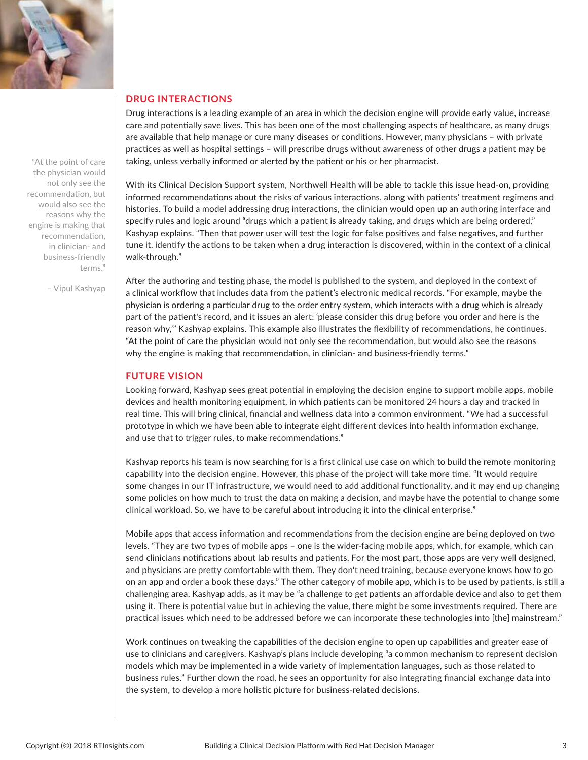## DRUG INTERACTIONS

Drug interactions is a leading example of an area in which the decision engine will provide early value, increase care and potentially save lives. This has been one of the most challenging aspects of healthcare, as many drugs are available that help manage or cure many diseases or conditions. However, many physicians – with private practices as well as hospital settings – will prescribe drugs without awareness of other drugs a patient may be taking, unless verbally informed or alerted by the patient or his or her pharmacist.

> "At the point of care the physician would not only see the recommendation, but would also see the reasons why the engine is making that recommendation, in clinician- and business-friendly terms."
>
> – Vipul Kashyap

With its Clinical Decision Support system, Northwell Health will be able to tackle this issue head-on, providing informed recommendations about the risks of various interactions, along with patients' treatment regimens and histories. To build a model addressing drug interactions, the clinician would open up an authoring interface and specify rules and logic around "drugs which a patient is already taking, and drugs which are being ordered," Kashyap explains. "Then that power user will test the logic for false positives and false negatives, and further tune it, identify the actions to be taken when a drug interaction is discovered, within in the context of a clinical walk-through."

After the authoring and testing phase, the model is published to the system, and deployed in the context of a clinical workflow that includes data from the patient's electronic medical records. "For example, maybe the physician is ordering a particular drug to the order entry system, which interacts with a drug which is already part of the patient's record, and it issues an alert: 'please consider this drug before you order and here is the reason why,'" Kashyap explains. This example also illustrates the flexibility of recommendations, he continues. "At the point of care the physician would not only see the recommendation, but would also see the reasons why the engine is making that recommendation, in clinician- and business-friendly terms."

## FUTURE VISION

Looking forward, Kashyap sees great potential in employing the decision engine to support mobile apps, mobile devices and health monitoring equipment, in which patients can be monitored 24 hours a day and tracked in real time. This will bring clinical, financial and wellness data into a common environment. "We had a successful prototype in which we have been able to integrate eight different devices into health information exchange, and use that to trigger rules, to make recommendations."

Kashyap reports his team is now searching for is a first clinical use case on which to build the remote monitoring capability into the decision engine. However, this phase of the project will take more time. "It would require some changes in our IT infrastructure, we would need to add additional functionality, and it may end up changing some policies on how much to trust the data on making a decision, and maybe have the potential to change some clinical workload. So, we have to be careful about introducing it into the clinical enterprise."

Mobile apps that access information and recommendations from the decision engine are being deployed on two levels. "They are two types of mobile apps – one is the wider-facing mobile apps, which, for example, which can send clinicians notifications about lab results and patients. For the most part, those apps are very well designed, and physicians are pretty comfortable with them. They don't need training, because everyone knows how to go on an app and order a book these days." The other category of mobile app, which is to be used by patients, is still a challenging area, Kashyap adds, as it may be "a challenge to get patients an affordable device and also to get them using it. There is potential value but in achieving the value, there might be some investments required. There are practical issues which need to be addressed before we can incorporate these technologies into [the] mainstream."

Work continues on tweaking the capabilities of the decision engine to open up capabilities and greater ease of use to clinicians and caregivers. Kashyap's plans include developing "a common mechanism to represent decision models which may be implemented in a wide variety of implementation languages, such as those related to business rules." Further down the road, he sees an opportunity for also integrating financial exchange data into the system, to develop a more holistic picture for business-related decisions.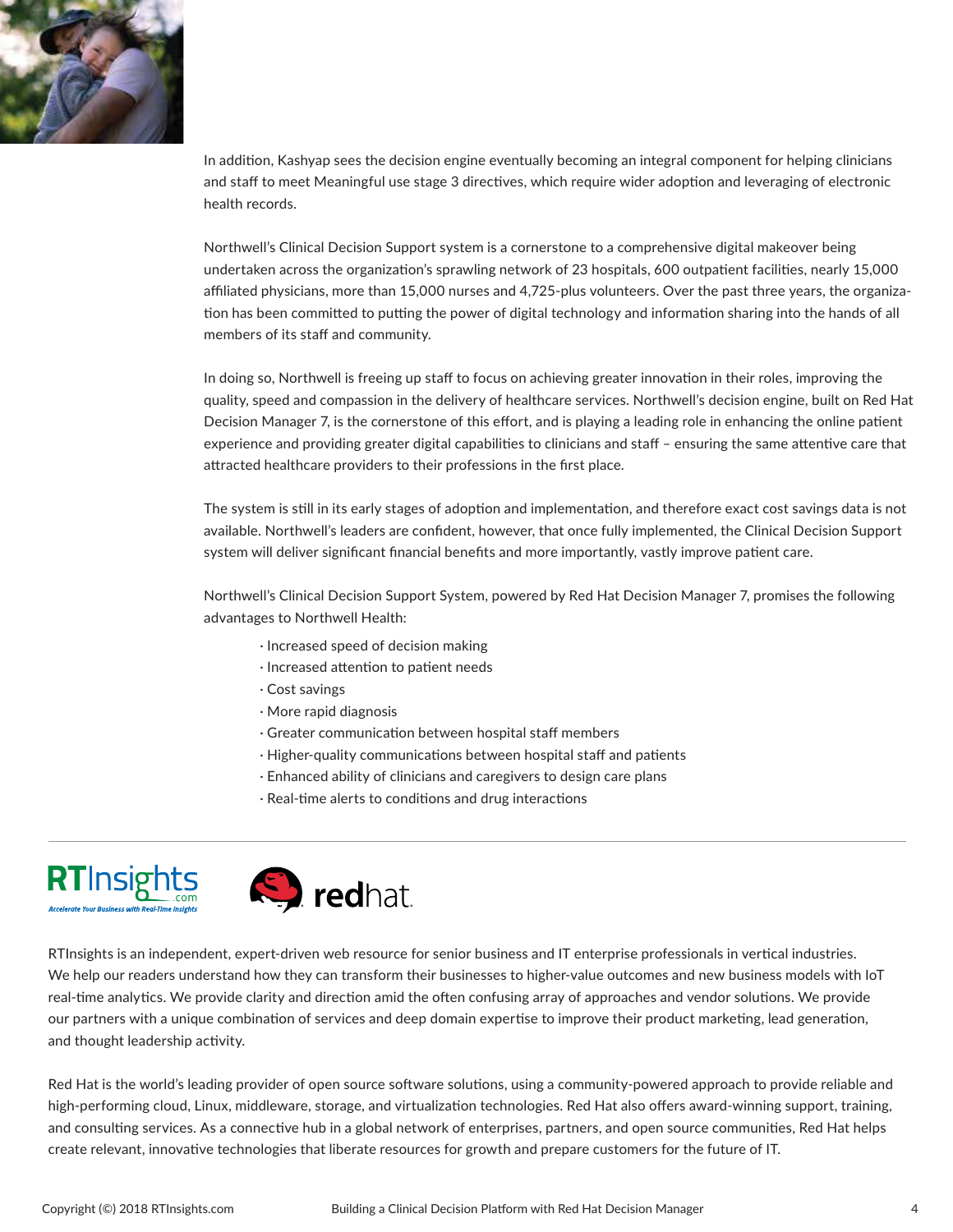In addition, Kashyap sees the decision engine eventually becoming an integral component for helping clinicians and staff to meet Meaningful use stage 3 directives, which require wider adoption and leveraging of electronic health records.

Northwell's Clinical Decision Support system is a cornerstone to a comprehensive digital makeover being undertaken across the organization's sprawling network of 23 hospitals, 600 outpatient facilities, nearly 15,000 affiliated physicians, more than 15,000 nurses and 4,725-plus volunteers. Over the past three years, the organization has been committed to putting the power of digital technology and information sharing into the hands of all members of its staff and community.

In doing so, Northwell is freeing up staff to focus on achieving greater innovation in their roles, improving the quality, speed and compassion in the delivery of healthcare services. Northwell's decision engine, built on Red Hat Decision Manager 7, is the cornerstone of this effort, and is playing a leading role in enhancing the online patient experience and providing greater digital capabilities to clinicians and staff – ensuring the same attentive care that attracted healthcare providers to their professions in the first place.

The system is still in its early stages of adoption and implementation, and therefore exact cost savings data is not available. Northwell's leaders are confident, however, that once fully implemented, the Clinical Decision Support system will deliver significant financial benefits and more importantly, vastly improve patient care.

Northwell's Clinical Decision Support System, powered by Red Hat Decision Manager 7, promises the following advantages to Northwell Health:

- Increased speed of decision making
- Increased attention to patient needs
- Cost savings
- More rapid diagnosis
- Greater communication between hospital staff members
- Higher-quality communications between hospital staff and patients
- Enhanced ability of clinicians and caregivers to design care plans
- Real-time alerts to conditions and drug interactions

---

RTInsights.com — Accelerate Your Business with Real-Time Insights

redhat.

RTInsights is an independent, expert-driven web resource for senior business and IT enterprise professionals in vertical industries. We help our readers understand how they can transform their businesses to higher-value outcomes and new business models with IoT real-time analytics. We provide clarity and direction amid the often confusing array of approaches and vendor solutions. We provide our partners with a unique combination of services and deep domain expertise to improve their product marketing, lead generation, and thought leadership activity.

Red Hat is the world's leading provider of open source software solutions, using a community-powered approach to provide reliable and high-performing cloud, Linux, middleware, storage, and virtualization technologies. Red Hat also offers award-winning support, training, and consulting services. As a connective hub in a global network of enterprises, partners, and open source communities, Red Hat helps create relevant, innovative technologies that liberate resources for growth and prepare customers for the future of IT.

Copyright (©) 2018 RTInsights.com